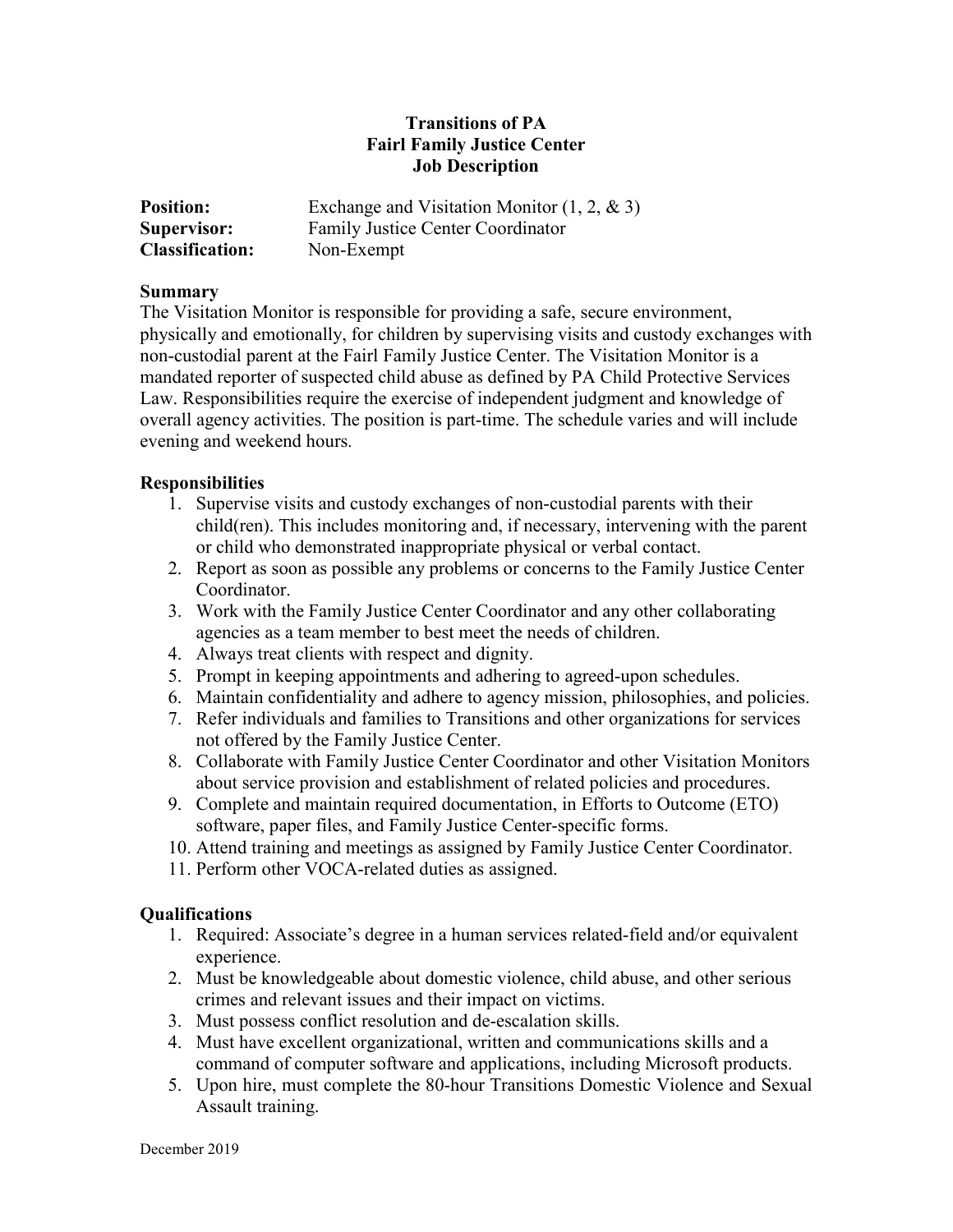**Transitions of PA**
**Fairl Family Justice Center**
**Job Description**

| | |
|---|---|
| **Position:** | Exchange and Visitation Monitor (1, 2, & 3) |
| **Supervisor:** | Family Justice Center Coordinator |
| **Classification:** | Non-Exempt |

**Summary**

The Visitation Monitor is responsible for providing a safe, secure environment, physically and emotionally, for children by supervising visits and custody exchanges with non-custodial parent at the Fairl Family Justice Center. The Visitation Monitor is a mandated reporter of suspected child abuse as defined by PA Child Protective Services Law. Responsibilities require the exercise of independent judgment and knowledge of overall agency activities. The position is part-time. The schedule varies and will include evening and weekend hours.

**Responsibilities**

1. Supervise visits and custody exchanges of non-custodial parents with their child(ren). This includes monitoring and, if necessary, intervening with the parent or child who demonstrated inappropriate physical or verbal contact.
2. Report as soon as possible any problems or concerns to the Family Justice Center Coordinator.
3. Work with the Family Justice Center Coordinator and any other collaborating agencies as a team member to best meet the needs of children.
4. Always treat clients with respect and dignity.
5. Prompt in keeping appointments and adhering to agreed-upon schedules.
6. Maintain confidentiality and adhere to agency mission, philosophies, and policies.
7. Refer individuals and families to Transitions and other organizations for services not offered by the Family Justice Center.
8. Collaborate with Family Justice Center Coordinator and other Visitation Monitors about service provision and establishment of related policies and procedures.
9. Complete and maintain required documentation, in Efforts to Outcome (ETO) software, paper files, and Family Justice Center-specific forms.
10. Attend training and meetings as assigned by Family Justice Center Coordinator.
11. Perform other VOCA-related duties as assigned.

**Qualifications**

1. Required: Associate's degree in a human services related-field and/or equivalent experience.
2. Must be knowledgeable about domestic violence, child abuse, and other serious crimes and relevant issues and their impact on victims.
3. Must possess conflict resolution and de-escalation skills.
4. Must have excellent organizational, written and communications skills and a command of computer software and applications, including Microsoft products.
5. Upon hire, must complete the 80-hour Transitions Domestic Violence and Sexual Assault training.

December 2019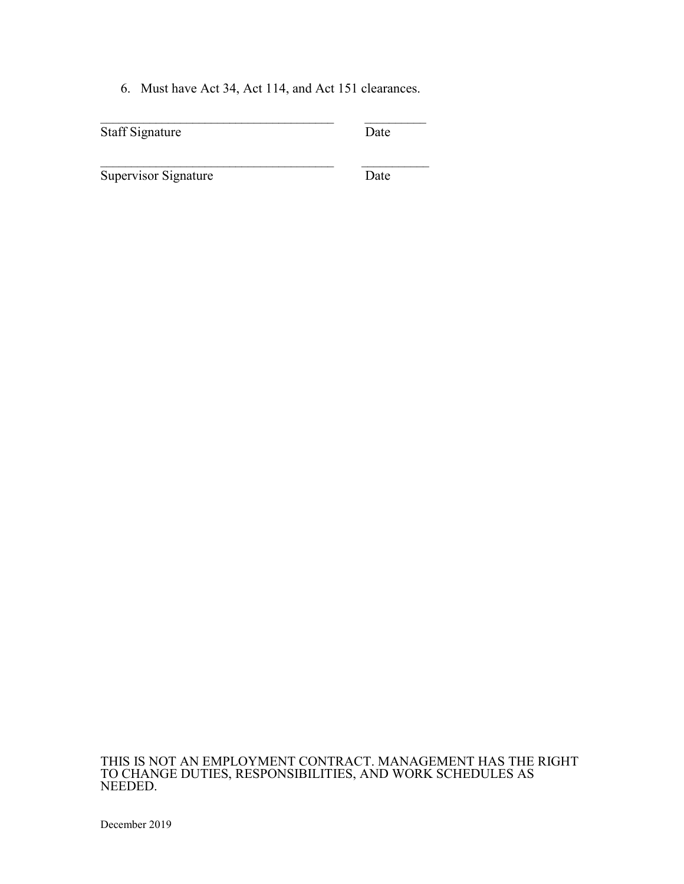6. Must have Act 34, Act 114, and Act 151 clearances.

\_\_\_\_\_\_\_\_\_\_\_\_\_\_\_\_\_\_\_\_\_\_\_\_\_\_\_\_\_\_\_\_\_\_\_\_\_ \_\_\_\_\_\_\_\_\_\_

Staff Signature Date

\_\_\_\_\_\_\_\_\_\_\_\_\_\_\_\_\_\_\_\_\_\_\_\_\_\_\_\_\_\_\_\_\_\_\_\_\_ \_\_\_\_\_\_\_\_\_\_\_

Supervisor Signature Date

THIS IS NOT AN EMPLOYMENT CONTRACT. MANAGEMENT HAS THE RIGHT TO CHANGE DUTIES, RESPONSIBILITIES, AND WORK SCHEDULES AS NEEDED.

December 2019